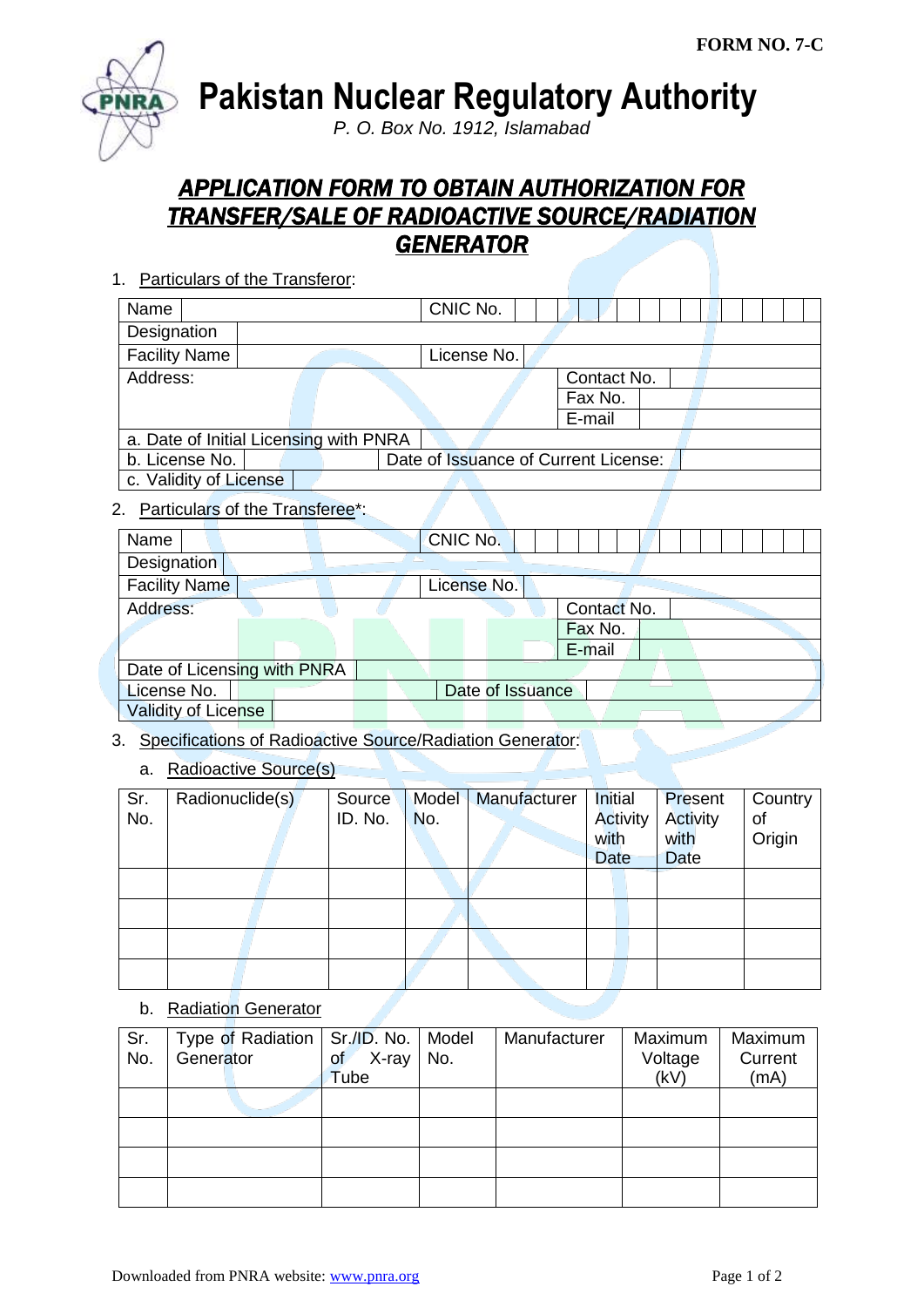**FORM NO. 7-C**

# Pakistan Nuclear Regulatory Authority

*P. O. Box No. 1912, Islamabad*

## *APPLICATION FORM TO OBTAIN AUTHORIZATION FOR TRANSFER/SALE OF RADIOACTIVE SOURCE/RADIATION GENERATOR*

1. Particulars of the Transferor:

| Name | | CNIC No. | |
|---|---|---|---|
| Designation | | | |
| Facility Name | | License No. | |
| Address: | | Contact No. | |
| | | Fax No. | |
| | | E-mail | |
| a. Date of Initial Licensing with PNRA | | | |
| b. License No. | | Date of Issuance of Current License: | |
| c. Validity of License | | | |

2. Particulars of the Transferee*:

| Name | | CNIC No. | |
|---|---|---|---|
| Designation | | | |
| Facility Name | | License No. | |
| Address: | | Contact No. | |
| | | Fax No. | |
| | | E-mail | |
| Date of Licensing with PNRA | | | |
| License No. | | Date of Issuance | |
| Validity of License | | | |

3. Specifications of Radioactive Source/Radiation Generator:

   a. Radioactive Source(s)

| Sr. No. | Radionuclide(s) | Source ID. No. | Model No. | Manufacturer | Initial Activity with Date | Present Activity with Date | Country of Origin |
|---|---|---|---|---|---|---|---|
| | | | | | | | |
| | | | | | | | |
| | | | | | | | |
| | | | | | | | |

   b. Radiation Generator

| Sr. No. | Type of Radiation Generator | Sr./ID. No. of X-ray Tube | Model No. | Manufacturer | Maximum Voltage (kV) | Maximum Current (mA) |
|---|---|---|---|---|---|---|
| | | | | | | |
| | | | | | | |
| | | | | | | |
| | | | | | | |

Downloaded from PNRA website: www.pnra.org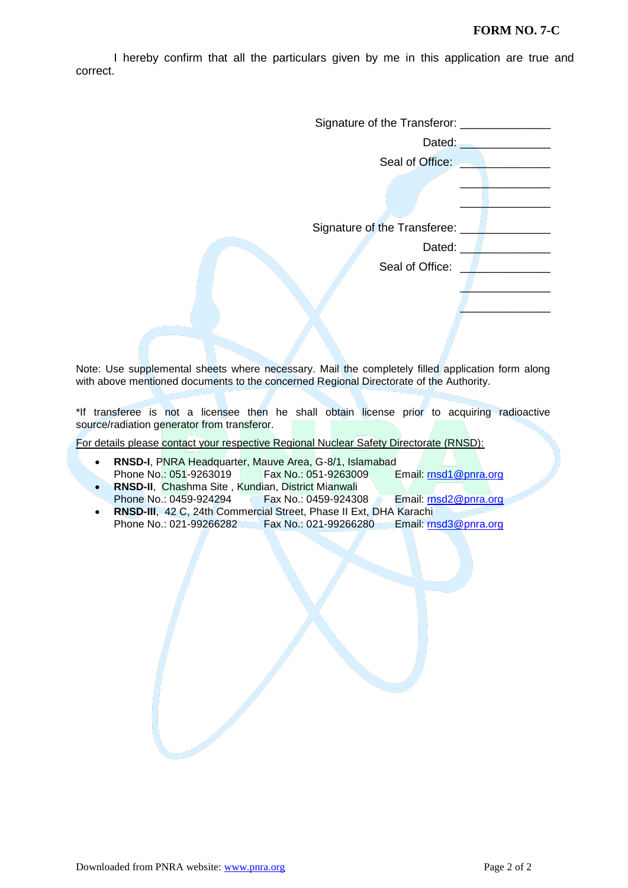**FORM NO. 7-C**

I hereby confirm that all the particulars given by me in this application are true and correct.

Signature of the Transferor: ______________

Dated: ______________

Seal of Office: ______________

______________

______________

Signature of the Transferee: ______________

Dated: ______________

Seal of Office: ______________

______________

______________

Note: Use supplemental sheets where necessary. Mail the completely filled application form along with above mentioned documents to the concerned Regional Directorate of the Authority.

*If transferee is not a licensee then he shall obtain license prior to acquiring radioactive source/radiation generator from transferor.

For details please contact your respective Regional Nuclear Safety Directorate (RNSD):

- **RNSD-I**, PNRA Headquarter, Mauve Area, G-8/1, Islamabad
  Phone No.: 051-9263019 Fax No.: 051-9263009 Email: rnsd1@pnra.org
- **RNSD-II**, Chashma Site , Kundian, District Mianwali
  Phone No.: 0459-924294 Fax No.: 0459-924308 Email: rnsd2@pnra.org
- **RNSD-III**, 42 C, 24th Commercial Street, Phase II Ext, DHA Karachi
  Phone No.: 021-99266282 Fax No.: 021-99266280 Email: rnsd3@pnra.org

Downloaded from PNRA website: www.pnra.org